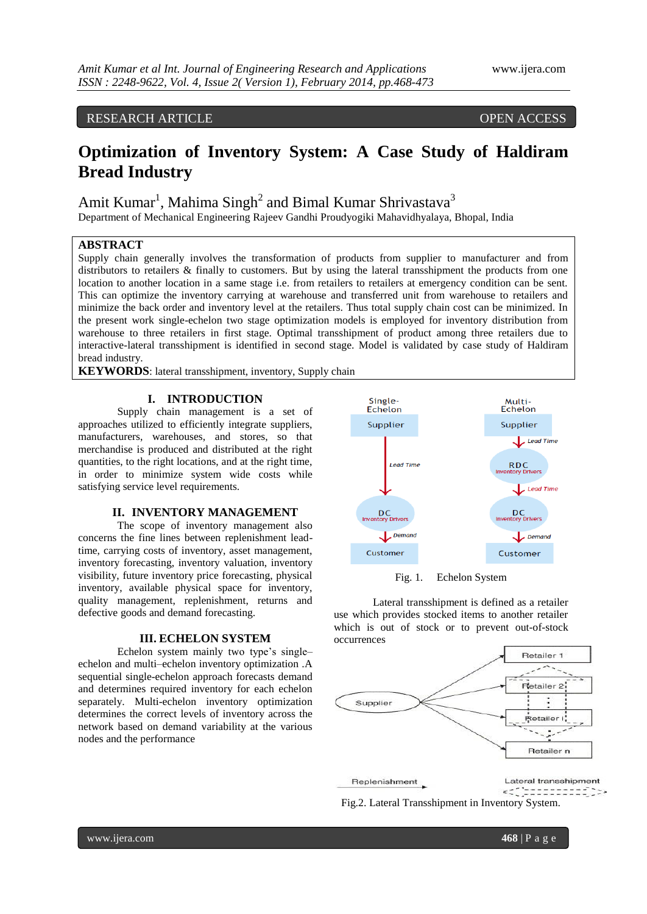# Optimization of Inventory System: A Case Study of Haldiram Bread Industry

Amit Kumar[1], Mahima Singh[2] and Bimal Kumar Shrivastava[3]

Department of Mechanical Engineering Rajeev Gandhi Proudyogiki Mahavidhyalaya, Bhopal, India

## ABSTRACT

Supply chain generally involves the transformation of products from supplier to manufacturer and from distributors to retailers & finally to customers. But by using the lateral transshipment the products from one location to another location in a same stage i.e. from retailers to retailers at emergency condition can be sent. This can optimize the inventory carrying at warehouse and transferred unit from warehouse to retailers and minimize the back order and inventory level at the retailers. Thus total supply chain cost can be minimized. In the present work single-echelon two stage optimization models is employed for inventory distribution from warehouse to three retailers in first stage. Optimal transshipment of product among three retailers due to interactive-lateral transshipment is identified in second stage. Model is validated by case study of Haldiram bread industry.

**KEYWORDS**: lateral transshipment, inventory, Supply chain

## I. INTRODUCTION

Supply chain management is a set of approaches utilized to efficiently integrate suppliers, manufacturers, warehouses, and stores, so that merchandise is produced and distributed at the right quantities, to the right locations, and at the right time, in order to minimize system wide costs while satisfying service level requirements.

## II. INVENTORY MANAGEMENT

The scope of inventory management also concerns the fine lines between replenishment lead-time, carrying costs of inventory, asset management, inventory forecasting, inventory valuation, inventory visibility, future inventory price forecasting, physical inventory, available physical space for inventory, quality management, replenishment, returns and defective goods and demand forecasting.

## III. ECHELON SYSTEM

Echelon system mainly two type's single–echelon and multi–echelon inventory optimization .A sequential single-echelon approach forecasts demand and determines required inventory for each echelon separately. Multi-echelon inventory optimization determines the correct levels of inventory across the network based on demand variability at the various nodes and the performance

Single-Echelon
Supplier
Lead Time
DC
Inventory Drivers
Demand
Customer

Multi-Echelon
Supplier
Lead Time
RDC
Inventory Drivers
Lead Time
DC
Inventory Drivers
Demand
Customer

Fig. 1. Echelon System

Lateral transshipment is defined as a retailer use which provides stocked items to another retailer which is out of stock or to prevent out-of-stock occurrences

Supplier
Retailer 1
Retailer 2
Retailer i
Retailer n
Replenishment
Lateral transshipment

Fig.2. Lateral Transshipment in Inventory System.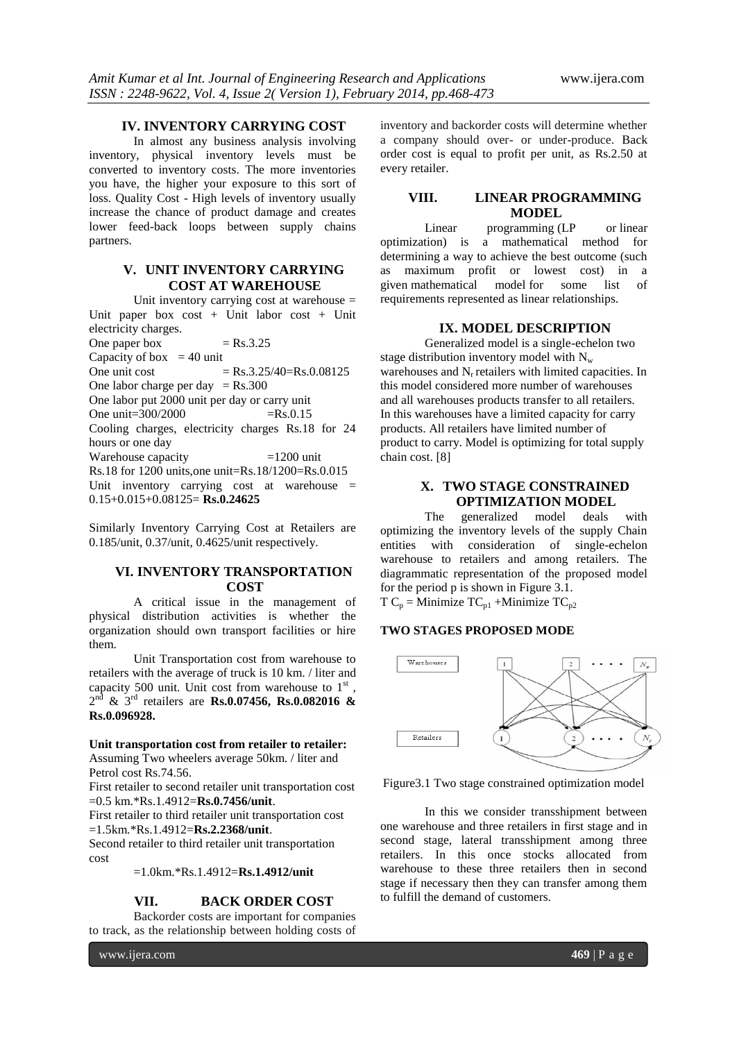## IV. INVENTORY CARRYING COST

In almost any business analysis involving inventory, physical inventory levels must be converted to inventory costs. The more inventories you have, the higher your exposure to this sort of loss. Quality Cost - High levels of inventory usually increase the chance of product damage and creates lower feed-back loops between supply chains partners.

## V. UNIT INVENTORY CARRYING COST AT WAREHOUSE

Unit inventory carrying cost at warehouse = Unit paper box cost + Unit labor cost + Unit electricity charges.

One paper box = Rs.3.25
Capacity of box = 40 unit
One unit cost = Rs.3.25/40=Rs.0.08125
One labor charge per day = Rs.300
One labor put 2000 unit per day or carry unit
One unit=300/2000 =Rs.0.15
Cooling charges, electricity charges Rs.18 for 24 hours or one day
Warehouse capacity =1200 unit
Rs.18 for 1200 units,one unit=Rs.18/1200=Rs.0.015
Unit inventory carrying cost at warehouse = 0.15+0.015+0.08125= **Rs.0.24625**

Similarly Inventory Carrying Cost at Retailers are 0.185/unit, 0.37/unit, 0.4625/unit respectively.

## VI. INVENTORY TRANSPORTATION COST

A critical issue in the management of physical distribution activities is whether the organization should own transport facilities or hire them.

Unit Transportation cost from warehouse to retailers with the average of truck is 10 km. / liter and capacity 500 unit. Unit cost from warehouse to 1st, 2nd & 3rd retailers are **Rs.0.07456, Rs.0.082016 & Rs.0.096928.**

**Unit transportation cost from retailer to retailer:**
Assuming Two wheelers average 50km. / liter and Petrol cost Rs.74.56.
First retailer to second retailer unit transportation cost =0.5 km.*Rs.1.4912=**Rs.0.7456/unit**.
First retailer to third retailer unit transportation cost =1.5km.*Rs.1.4912=**Rs.2.2368/unit**.
Second retailer to third retailer unit transportation cost

=1.0km.*Rs.1.4912=**Rs.1.4912/unit**

## VII. BACK ORDER COST

Backorder costs are important for companies to track, as the relationship between holding costs of inventory and backorder costs will determine whether a company should over- or under-produce. Back order cost is equal to profit per unit, as Rs.2.50 at every retailer.

## VIII. LINEAR PROGRAMMING MODEL

Linear programming (LP or linear optimization) is a mathematical method for determining a way to achieve the best outcome (such as maximum profit or lowest cost) in a given mathematical model for some list of requirements represented as linear relationships.

## IX. MODEL DESCRIPTION

Generalized model is a single-echelon two stage distribution inventory model with $N_w$ warehouses and $N_r$ retailers with limited capacities. In this model considered more number of warehouses and all warehouses products transfer to all retailers. In this warehouses have a limited capacity for carry products. All retailers have limited number of product to carry. Model is optimizing for total supply chain cost. [8]

## X. TWO STAGE CONSTRAINED OPTIMIZATION MODEL

The generalized model deals with optimizing the inventory levels of the supply Chain entities with consideration of single-echelon warehouse to retailers and among retailers. The diagrammatic representation of the proposed model for the period p is shown in Figure 3.1.

$T C_p$ = Minimize $TC_{p1}$ +Minimize $TC_{p2}$

**TWO STAGES PROPOSED MODE**

Figure3.1 Two stage constrained optimization model

In this we consider transshipment between one warehouse and three retailers in first stage and in second stage, lateral transshipment among three retailers. In this once stocks allocated from warehouse to these three retailers then in second stage if necessary then they can transfer among them to fulfill the demand of customers.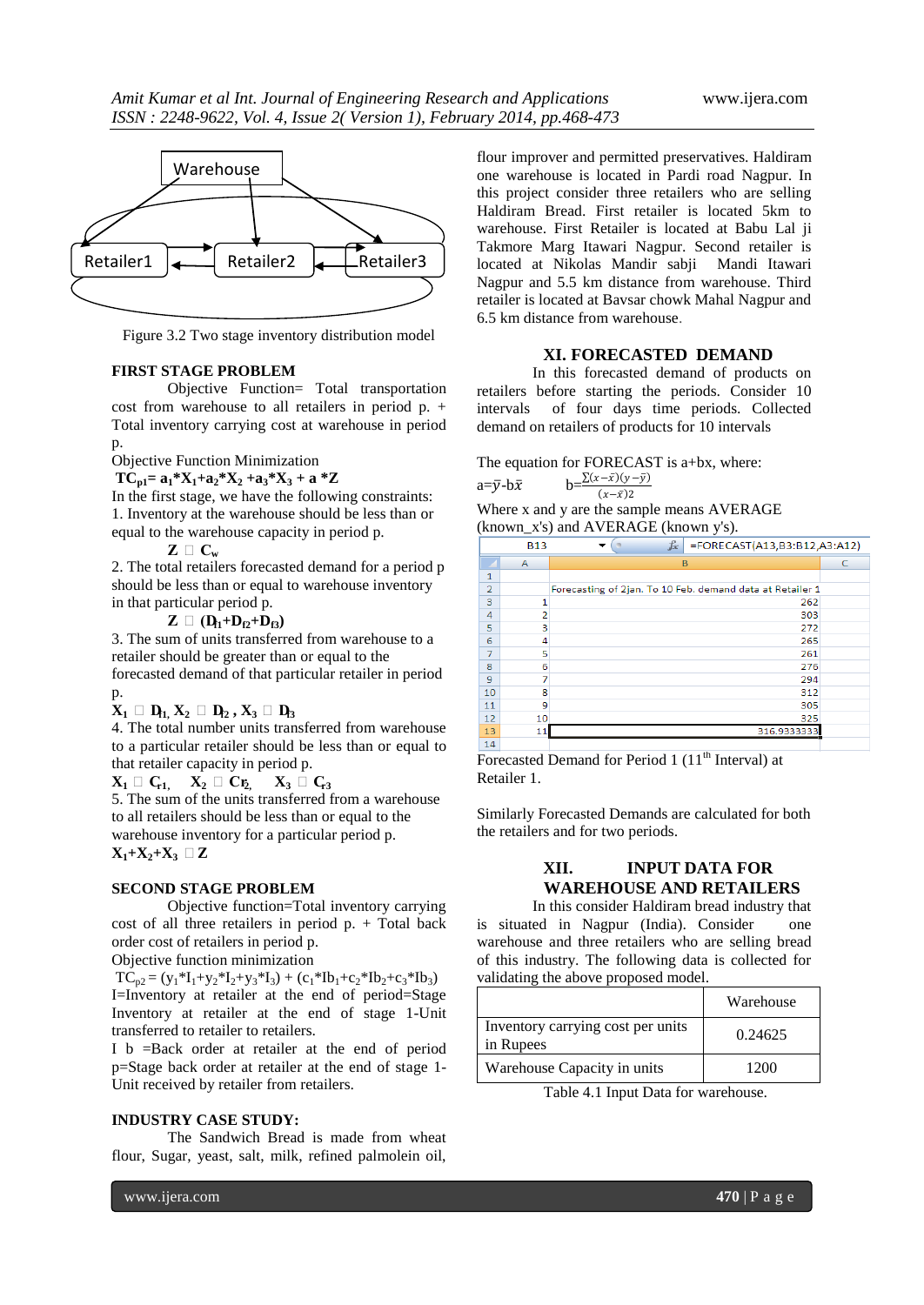Warehouse

Retailer1 Retailer2 Retailer3

Figure 3.2 Two stage inventory distribution model

**FIRST STAGE PROBLEM**

Objective Function= Total transportation cost from warehouse to all retailers in period p. + Total inventory carrying cost at warehouse in period p.

Objective Function Minimization

$$TC_{p1} = a_1 * X_1 + a_2 * X_2 + a_3 * X_3 + a * Z$$

In the first stage, we have the following constraints:

1. Inventory at the warehouse should be less than or equal to the warehouse capacity in period p.

$$Z \leq C_w$$

2. The total retailers forecasted demand for a period p should be less than or equal to warehouse inventory in that particular period p.

$$Z \geq (D_{f1} + D_{f2} + D_{f3})$$

3. The sum of units transferred from warehouse to a retailer should be greater than or equal to the forecasted demand of that particular retailer in period p.

$$X_1 \geq D_{f1},\ X_2 \geq D_{f2},\ X_3 \geq D_{f3}$$

4. The total number units transferred from warehouse to a particular retailer should be less than or equal to that retailer capacity in period p.

$$X_1 \leq C_{r1},\quad X_2 \leq C_{r2},\quad X_3 \leq C_{r3}$$

5. The sum of the units transferred from a warehouse to all retailers should be less than or equal to the warehouse inventory for a particular period p.

$$X_1 + X_2 + X_3 \leq Z$$

**SECOND STAGE PROBLEM**

Objective function=Total inventory carrying cost of all three retailers in period p. + Total back order cost of retailers in period p.

Objective function minimization

$$TC_{p2} = (y_1 * I_1 + y_2 * I_2 + y_3 * I_3) + (c_1 * Ib_1 + c_2 * Ib_2 + c_3 * Ib_3)$$

I=Inventory at retailer at the end of period=Stage Inventory at retailer at the end of stage 1-Unit transferred to retailer to retailers.

I b =Back order at retailer at the end of period p=Stage back order at retailer at the end of stage 1-Unit received by retailer from retailers.

**INDUSTRY CASE STUDY:**

The Sandwich Bread is made from wheat flour, Sugar, yeast, salt, milk, refined palmolein oil, flour improver and permitted preservatives. Haldiram one warehouse is located in Pardi road Nagpur. In this project consider three retailers who are selling Haldiram Bread. First retailer is located 5km to warehouse. First Retailer is located at Babu Lal ji Takmore Marg Itawari Nagpur. Second retailer is located at Nikolas Mandir sabji Mandi Itawari Nagpur and 5.5 km distance from warehouse. Third retailer is located at Bavsar chowk Mahal Nagpur and 6.5 km distance from warehouse.

## XI. FORECASTED DEMAND

In this forecasted demand of products on retailers before starting the periods. Consider 10 intervals of four days time periods. Collected demand on retailers of products for 10 intervals

The equation for FORECAST is a+bx, where:

$$a = \bar{y} - b\bar{x} \qquad b = \frac{\sum(x-\bar{x})(y-\bar{y})}{(x-\bar{x})2}$$

Where x and y are the sample means AVERAGE (known_x's) and AVERAGE (known y's).

B13 =FORECAST(A13,B3:B12,A3:A12)

| | A | B |
|---|---|---|
| 1 | | |
| 2 | | Forecasting of 2jan. To 10 Feb. demand data at Retailer 1 |
| 3 | 1 | 262 |
| 4 | 2 | 303 |
| 5 | 3 | 272 |
| 6 | 4 | 265 |
| 7 | 5 | 261 |
| 8 | 6 | 276 |
| 9 | 7 | 294 |
| 10 | 8 | 312 |
| 11 | 9 | 305 |
| 12 | 10 | 325 |
| 13 | 11 | 316.9333333 |
| 14 | | |

Forecasted Demand for Period 1 (11th Interval) at Retailer 1.

Similarly Forecasted Demands are calculated for both the retailers and for two periods.

## XII. INPUT DATA FOR WAREHOUSE AND RETAILERS

In this consider Haldiram bread industry that is situated in Nagpur (India). Consider one warehouse and three retailers who are selling bread of this industry. The following data is collected for validating the above proposed model.

| | Warehouse |
|---|---|
| Inventory carrying cost per units in Rupees | 0.24625 |
| Warehouse Capacity in units | 1200 |

Table 4.1 Input Data for warehouse.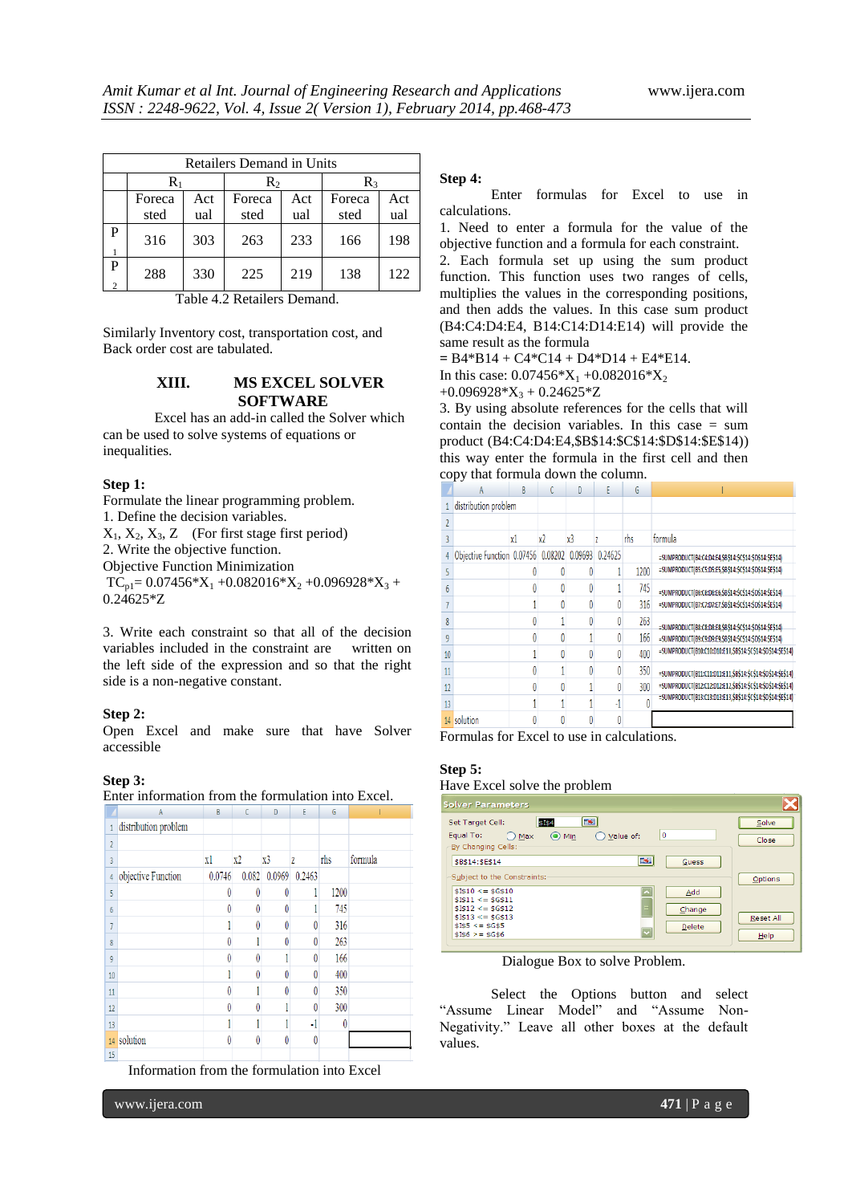| | Retailers Demand in Units | | | | | |
|---|---|---|---|---|---|---|
| | $R_1$ | | $R_2$ | | $R_3$ | |
| | Forecasted | Actual | Forecasted | Actual | Forecasted | Actual |
| $P_1$ | 316 | 303 | 263 | 233 | 166 | 198 |
| $P_2$ | 288 | 330 | 225 | 219 | 138 | 122 |

Table 4.2 Retailers Demand.

Similarly Inventory cost, transportation cost, and Back order cost are tabulated.

## XIII. MS EXCEL SOLVER SOFTWARE

Excel has an add-in called the Solver which can be used to solve systems of equations or inequalities.

**Step 1:**
Formulate the linear programming problem.
1. Define the decision variables.
$X_1$, $X_2$, $X_3$, Z (For first stage first period)
2. Write the objective function.
Objective Function Minimization
$TC_{p1}= 0.07456*X_1 +0.082016*X_2 +0.096928*X_3 + 0.24625*Z$

3. Write each constraint so that all of the decision variables included in the constraint are written on the left side of the expression and so that the right side is a non-negative constant.

**Step 2:**
Open Excel and make sure that have Solver accessible

**Step 3:**
Enter information from the formulation into Excel.

| | A | B | C | D | E | G | I |
|---|---|---|---|---|---|---|---|
| 1 | distribution problem | | | | | | |
| 2 | | | | | | | |
| 3 | | x1 | x2 | x3 | z | rhs | formula |
| 4 | objective Function | 0.0746 | 0.082 | 0.0969 | 0.2463 | | |
| 5 | | 0 | 0 | 0 | 1 | 1200 | |
| 6 | | 0 | 0 | 0 | 1 | 745 | |
| 7 | | 1 | 0 | 0 | 0 | 316 | |
| 8 | | 0 | 1 | 0 | 0 | 263 | |
| 9 | | 0 | 0 | 1 | 0 | 166 | |
| 10 | | 1 | 0 | 0 | 0 | 400 | |
| 11 | | 0 | 1 | 0 | 0 | 350 | |
| 12 | | 0 | 0 | 1 | 0 | 300 | |
| 13 | | 1 | 1 | 1 | -1 | 0 | |
| 14 | solution | 0 | 0 | 0 | 0 | | |
| 15 | | | | | | | |

Information from the formulation into Excel

**Step 4:**
Enter formulas for Excel to use in calculations.
1. Need to enter a formula for the value of the objective function and a formula for each constraint.
2. Each formula set up using the sum product function. This function uses two ranges of cells, multiplies the values in the corresponding positions, and then adds the values. In this case sum product (B4:C4:D4:E4, B14:C14:D14:E14) will provide the same result as the formula
= B4*B14 + C4*C14 + D4*D14 + E4*E14.
In this case: $0.07456*X_1 +0.082016*X_2 +0.096928*X_3 + 0.24625*Z$
3. By using absolute references for the cells that will contain the decision variables. In this case = sum product (B4:C4:D4:E4,$B$14:$C$14:$D$14:$E$14)) this way enter the formula in the first cell and then copy that formula down the column.

| | A | B | C | D | E | G | I |
|---|---|---|---|---|---|---|---|
| 1 | distribution problem | | | | | | |
| 2 | | | | | | | |
| 3 | | x1 | x2 | x3 | z | rhs | formula |
| 4 | Objective Function | 0.07456 | 0.08202 | 0.09693 | 0.24625 | | =SUMPRODUCT(B4:C4:D4:E4,$B$14:$C$14:$D$14:$E$14) |
| 5 | | 0 | 0 | 0 | 1 | 1200 | =SUMPRODUCT(B5:C5:D5:E5,$B$14:$C$14:$D$14:$E$14) |
| 6 | | 0 | 0 | 0 | 1 | 745 | =SUMPRODUCT(B6:C6:D6:E6,$B$14:$C$14:$D$14:$E$14) |
| 7 | | 1 | 0 | 0 | 0 | 316 | =SUMPRODUCT(B7:C7:D7:E7,$B$14:$C$14:$D$14:$E$14) |
| 8 | | 0 | 1 | 0 | 0 | 263 | =SUMPRODUCT(B8:C8:D8:E8,$B$14:$C$14:$D$14:$E$14) |
| 9 | | 0 | 0 | 1 | 0 | 166 | =SUMPRODUCT(B9:C9:D9:E9,$B$14:$C$14:$D$14:$E$14) |
| 10 | | 1 | 0 | 0 | 0 | 400 | =SUMPRODUCT(B10:C10:D10:E10,$B$14:$C$14:$D$14:$E$14) |
| 11 | | 0 | 1 | 0 | 0 | 350 | =SUMPRODUCT(B11:C11:D11:E11,$B$14:$C$14:$D$14:$E$14) |
| 12 | | 0 | 0 | 1 | 0 | 300 | =SUMPRODUCT(B12:C12:D12:E12,$B$14:$C$14:$D$14:$E$14) |
| 13 | | 1 | 1 | 1 | -1 | 0 | =SUMPRODUCT(B13:C13:D13:E13,$B$14:$C$14:$D$14:$E$14) |
| 14 | solution | 0 | 0 | 0 | 0 | | |

Formulas for Excel to use in calculations.

**Step 5:**
Have Excel solve the problem

Solver Parameters

Set Target Cell: $I$4
Equal To: Max Min Value of: 0
By Changing Cells:
$B$14:$E$14
Subject to the Constraints:
$I$10 <= $G$10
$I$11 <= $G$11
$I$12 <= $G$12
$I$13 <= $G$13
$I$5 <= $G$5
$I$6 >= $G$6

Solve Close Guess Options Add Change Delete Reset All Help

Dialogue Box to solve Problem.

Select the Options button and select "Assume Linear Model" and "Assume Non-Negativity." Leave all other boxes at the default values.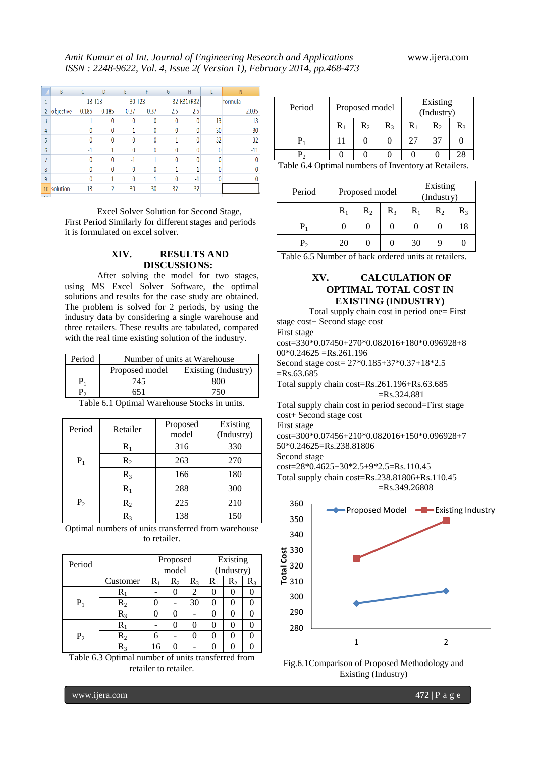| | B | C | D | E | F | G | H | L | N |
|---|---|---|---|---|---|---|---|---|---|
| 1 | | 13 T13 | | 30 T23 | | 32 R31+R32 | | | formula |
| 2 | objective | 0.185 | -0.185 | 0.37 | -0.37 | 2.5 | -2.5 | | 2.035 |
| 3 | | 1 | 0 | 0 | 0 | 0 | 0 | 13 | 13 |
| 4 | | 0 | 0 | 1 | 0 | 0 | 0 | 30 | 30 |
| 5 | | 0 | 0 | 0 | 0 | 1 | 0 | 32 | 32 |
| 6 | | -1 | 1 | 0 | 0 | 0 | 0 | 0 | -11 |
| 7 | | 0 | 0 | -1 | 1 | 0 | 0 | 0 | 0 |
| 8 | | 0 | 0 | 0 | 0 | -1 | 1 | 0 | 0 |
| 9 | | 0 | 1 | 0 | 1 | 0 | -1 | 0 | 0 |
| 10 | solution | 13 | 2 | 30 | 30 | 32 | 32 | | |

Excel Solver Solution for Second Stage, First Period Similarly for different stages and periods it is formulated on excel solver.

## XIV. RESULTS AND DISCUSSIONS:

After solving the model for two stages, using MS Excel Solver Software, the optimal solutions and results for the case study are obtained. The problem is solved for 2 periods, by using the industry data by considering a single warehouse and three retailers. These results are tabulated, compared with the real time existing solution of the industry.

| Period | Number of units at Warehouse | |
|---|---|---|
| | Proposed model | Existing (Industry) |
| $P_1$ | 745 | 800 |
| $P_2$ | 651 | 750 |

Table 6.1 Optimal Warehouse Stocks in units.

| Period | Retailer | Proposed model | Existing (Industry) |
|---|---|---|---|
| $P_1$ | $R_1$ | 316 | 330 |
| | $R_2$ | 263 | 270 |
| | $R_3$ | 166 | 180 |
| $P_2$ | $R_1$ | 288 | 300 |
| | $R_2$ | 225 | 210 |
| | $R_3$ | 138 | 150 |

Optimal numbers of units transferred from warehouse to retailer.

| Period | | Proposed model | | | Existing (Industry) | | |
|---|---|---|---|---|---|---|---|
| | Customer | $R_1$ | $R_2$ | $R_3$ | $R_1$ | $R_2$ | $R_3$ |
| $P_1$ | $R_1$ | - | 0 | 2 | 0 | 0 | 0 |
| | $R_2$ | 0 | - | 30 | 0 | 0 | 0 |
| | $R_3$ | 0 | 0 | - | 0 | 0 | 0 |
| $P_2$ | $R_1$ | - | 0 | 0 | 0 | 0 | 0 |
| | $R_2$ | 6 | - | 0 | 0 | 0 | 0 |
| | $R_3$ | 16 | 0 | - | 0 | 0 | 0 |

Table 6.3 Optimal number of units transferred from retailer to retailer.

| Period | Proposed model | | | Existing (Industry) | | |
|---|---|---|---|---|---|---|
| | $R_1$ | $R_2$ | $R_3$ | $R_1$ | $R_2$ | $R_3$ |
| $P_1$ | 11 | 0 | 0 | 27 | 37 | 0 |
| $P_2$ | 0 | 0 | 0 | 0 | 0 | 28 |

Table 6.4 Optimal numbers of Inventory at Retailers.

| Period | Proposed model | | | Existing (Industry) | | |
|---|---|---|---|---|---|---|
| | $R_1$ | $R_2$ | $R_3$ | $R_1$ | $R_2$ | $R_3$ |
| $P_1$ | 0 | 0 | 0 | 0 | 0 | 18 |
| $P_2$ | 20 | 0 | 0 | 30 | 9 | 0 |

Table 6.5 Number of back ordered units at retailers.

## XV. CALCULATION OF OPTIMAL TOTAL COST IN EXISTING (INDUSTRY)

Total supply chain cost in period one= First stage cost+ Second stage cost

First stage cost=330\*0.07450+270\*0.082016+180\*0.096928+800\*0.24625 =Rs.261.196

Second stage cost= 27\*0.185+37\*0.37+18\*2.5 =Rs.63.685

Total supply chain cost=Rs.261.196+Rs.63.685 =Rs.324.881

Total supply chain cost in period second=First stage cost+ Second stage cost

First stage cost=300\*0.07456+210\*0.082016+150\*0.096928+750\*0.24625=Rs.238.81806

Second stage cost=28\*0.4625+30\*2.5+9\*2.5=Rs.110.45

Total supply chain cost=Rs.238.81806+Rs.110.45 =Rs.349.26808

Proposed Model
Existing Industry
Total Cost
360
350
340
330
320
310
300
290
280
1
2

Fig.6.1Comparison of Proposed Methodology and Existing (Industry)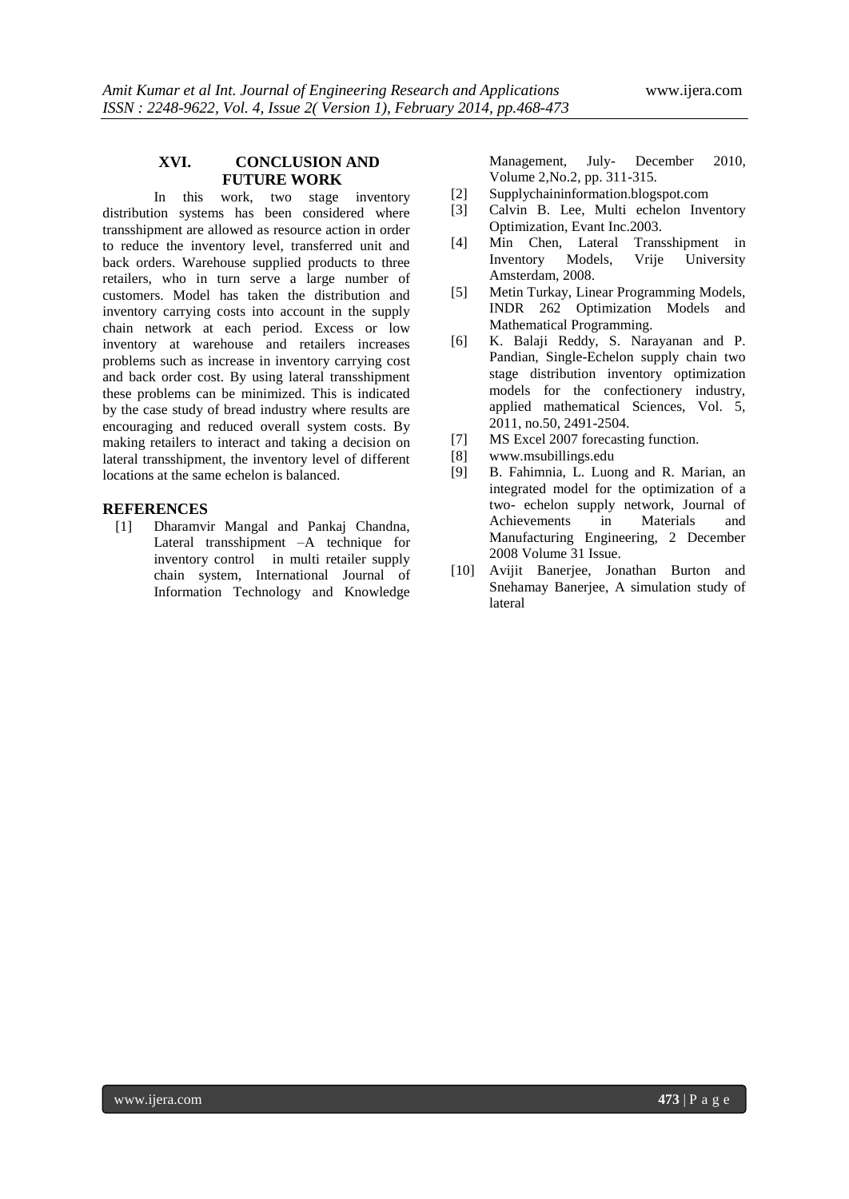## XVI. CONCLUSION AND FUTURE WORK

In this work, two stage inventory distribution systems has been considered where transshipment are allowed as resource action in order to reduce the inventory level, transferred unit and back orders. Warehouse supplied products to three retailers, who in turn serve a large number of customers. Model has taken the distribution and inventory carrying costs into account in the supply chain network at each period. Excess or low inventory at warehouse and retailers increases problems such as increase in inventory carrying cost and back order cost. By using lateral transshipment these problems can be minimized. This is indicated by the case study of bread industry where results are encouraging and reduced overall system costs. By making retailers to interact and taking a decision on lateral transshipment, the inventory level of different locations at the same echelon is balanced.

## REFERENCES

[1] Dharamvir Mangal and Pankaj Chandna, Lateral transshipment –A technique for inventory control in multi retailer supply chain system, International Journal of Information Technology and Knowledge Management, July- December 2010, Volume 2,No.2, pp. 311-315.

[2] Supplychaininformation.blogspot.com

[3] Calvin B. Lee, Multi echelon Inventory Optimization, Evant Inc.2003.

[4] Min Chen, Lateral Transshipment in Inventory Models, Vrije University Amsterdam, 2008.

[5] Metin Turkay, Linear Programming Models, INDR 262 Optimization Models and Mathematical Programming.

[6] K. Balaji Reddy, S. Narayanan and P. Pandian, Single-Echelon supply chain two stage distribution inventory optimization models for the confectionery industry, applied mathematical Sciences, Vol. 5, 2011, no.50, 2491-2504.

[7] MS Excel 2007 forecasting function.

[8] www.msubillings.edu

[9] B. Fahimnia, L. Luong and R. Marian, an integrated model for the optimization of a two- echelon supply network, Journal of Achievements in Materials and Manufacturing Engineering, 2 December 2008 Volume 31 Issue.

[10] Avijit Banerjee, Jonathan Burton and Snehamay Banerjee, A simulation study of lateral